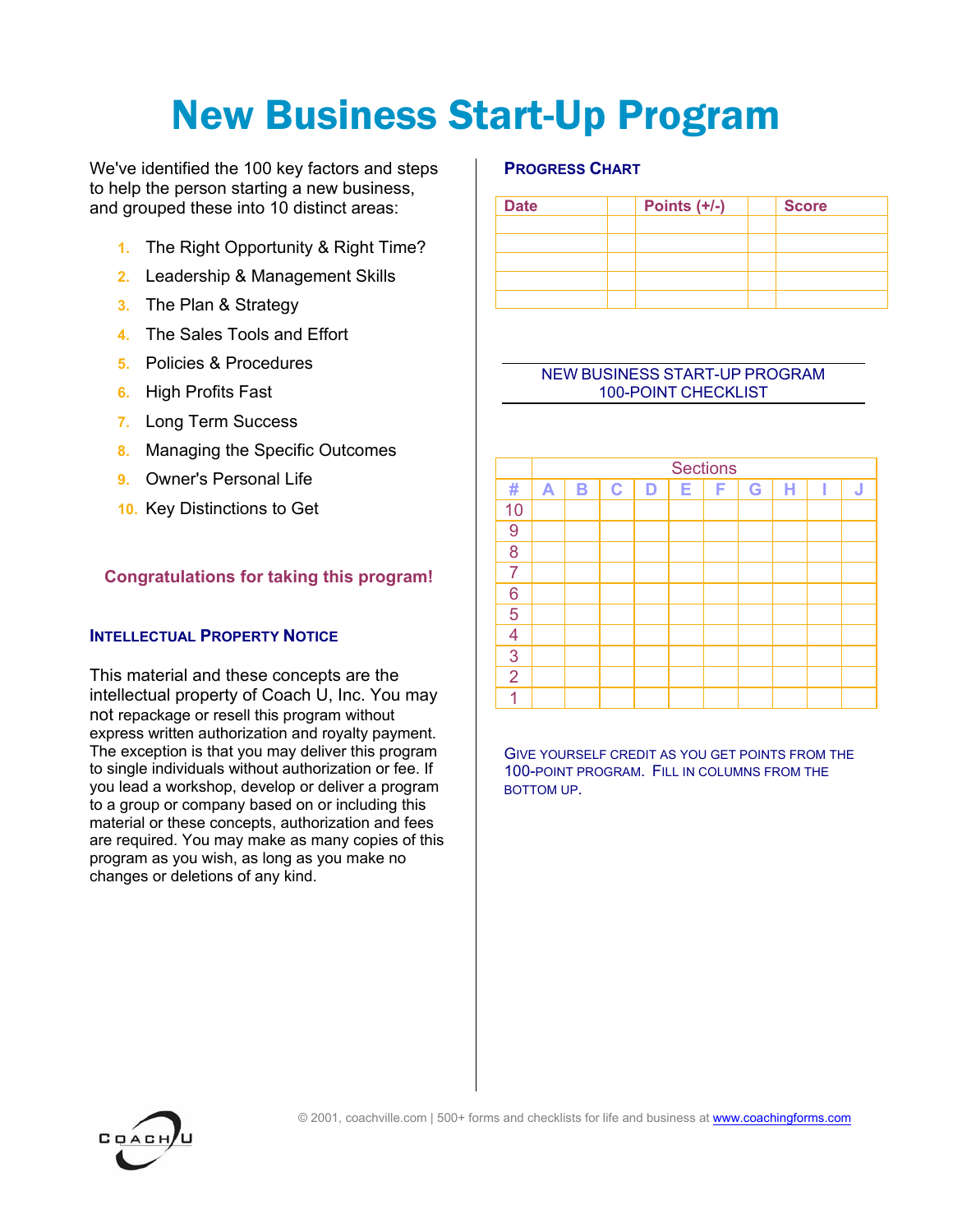# New Business Start-Up Program

We've identified the 100 key factors and steps to help the person starting a new business, and grouped these into 10 distinct areas:

1. The Right Opportunity & Right Time?
2. Leadership & Management Skills
3. The Plan & Strategy
4. The Sales Tools and Effort
5. Policies & Procedures
6. High Profits Fast
7. Long Term Success
8. Managing the Specific Outcomes
9. Owner's Personal Life
10. Key Distinctions to Get

**Congratulations for taking this program!**

### Intellectual Property Notice

This material and these concepts are the intellectual property of Coach U, Inc. You may not repackage or resell this program without express written authorization and royalty payment. The exception is that you may deliver this program to single individuals without authorization or fee. If you lead a workshop, develop or deliver a program to a group or company based on or including this material or these concepts, authorization and fees are required. You may make as many copies of this program as you wish, as long as you make no changes or deletions of any kind.

### Progress Chart

| Date | | Points (+/-) | | Score |
|---|---|---|---|---|
| | | | | |
| | | | | |
| | | | | |
| | | | | |
| | | | | |

NEW BUSINESS START-UP PROGRAM
100-POINT CHECKLIST

| | Sections | | | | | | | | | |
|---|---|---|---|---|---|---|---|---|---|---|
| # | A | B | C | D | E | F | G | H | I | J |
| 10 | | | | | | | | | | |
| 9 | | | | | | | | | | |
| 8 | | | | | | | | | | |
| 7 | | | | | | | | | | |
| 6 | | | | | | | | | | |
| 5 | | | | | | | | | | |
| 4 | | | | | | | | | | |
| 3 | | | | | | | | | | |
| 2 | | | | | | | | | | |
| 1 | | | | | | | | | | |

GIVE YOURSELF CREDIT AS YOU GET POINTS FROM THE 100-POINT PROGRAM. FILL IN COLUMNS FROM THE BOTTOM UP.

© 2001, coachville.com | 500+ forms and checklists for life and business at www.coachingforms.com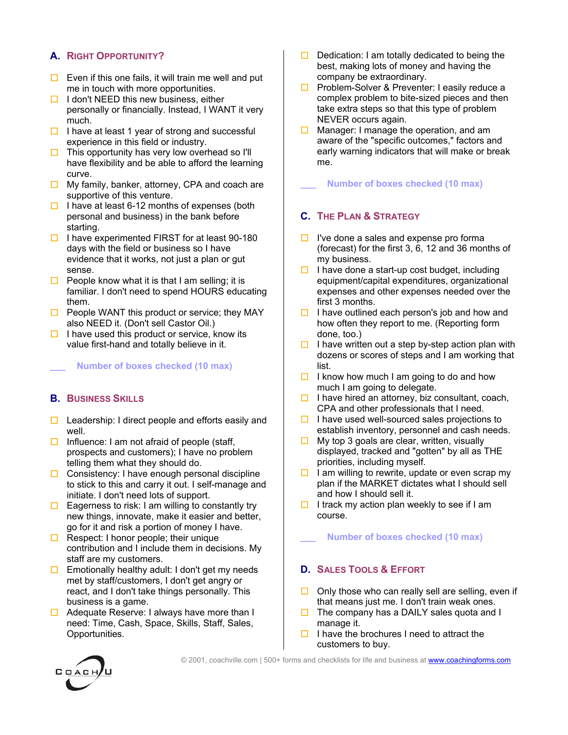## A. Right Opportunity?

- ☐ Even if this one fails, it will train me well and put me in touch with more opportunities.
- ☐ I don't NEED this new business, either personally or financially. Instead, I WANT it very much.
- ☐ I have at least 1 year of strong and successful experience in this field or industry.
- ☐ This opportunity has very low overhead so I'll have flexibility and be able to afford the learning curve.
- ☐ My family, banker, attorney, CPA and coach are supportive of this venture.
- ☐ I have at least 6-12 months of expenses (both personal and business) in the bank before starting.
- ☐ I have experimented FIRST for at least 90-180 days with the field or business so I have evidence that it works, not just a plan or gut sense.
- ☐ People know what it is that I am selling; it is familiar. I don't need to spend HOURS educating them.
- ☐ People WANT this product or service; they MAY also NEED it. (Don't sell Castor Oil.)
- ☐ I have used this product or service, know its value first-hand and totally believe in it.

___ **Number of boxes checked (10 max)**

## B. Business Skills

- ☐ Leadership: I direct people and efforts easily and well.
- ☐ Influence: I am not afraid of people (staff, prospects and customers); I have no problem telling them what they should do.
- ☐ Consistency: I have enough personal discipline to stick to this and carry it out. I self-manage and initiate. I don't need lots of support.
- ☐ Eagerness to risk: I am willing to constantly try new things, innovate, make it easier and better, go for it and risk a portion of money I have.
- ☐ Respect: I honor people; their unique contribution and I include them in decisions. My staff are my customers.
- ☐ Emotionally healthy adult: I don't get my needs met by staff/customers, I don't get angry or react, and I don't take things personally. This business is a game.
- ☐ Adequate Reserve: I always have more than I need: Time, Cash, Space, Skills, Staff, Sales, Opportunities.
- ☐ Dedication: I am totally dedicated to being the best, making lots of money and having the company be extraordinary.
- ☐ Problem-Solver & Preventer: I easily reduce a complex problem to bite-sized pieces and then take extra steps so that this type of problem NEVER occurs again.
- ☐ Manager: I manage the operation, and am aware of the "specific outcomes," factors and early warning indicators that will make or break me.

___ **Number of boxes checked (10 max)**

## C. The Plan & Strategy

- ☐ I've done a sales and expense pro forma (forecast) for the first 3, 6, 12 and 36 months of my business.
- ☐ I have done a start-up cost budget, including equipment/capital expenditures, organizational expenses and other expenses needed over the first 3 months.
- ☐ I have outlined each person's job and how and how often they report to me. (Reporting form done, too.)
- ☐ I have written out a step by-step action plan with dozens or scores of steps and I am working that list.
- ☐ I know how much I am going to do and how much I am going to delegate.
- ☐ I have hired an attorney, biz consultant, coach, CPA and other professionals that I need.
- ☐ I have used well-sourced sales projections to establish inventory, personnel and cash needs.
- ☐ My top 3 goals are clear, written, visually displayed, tracked and "gotten" by all as THE priorities, including myself.
- ☐ I am willing to rewrite, update or even scrap my plan if the MARKET dictates what I should sell and how I should sell it.
- ☐ I track my action plan weekly to see if I am course.

___ **Number of boxes checked (10 max)**

## D. Sales Tools & Effort

- ☐ Only those who can really sell are selling, even if that means just me. I don't train weak ones.
- ☐ The company has a DAILY sales quota and I manage it.
- ☐ I have the brochures I need to attract the customers to buy.

© 2001, coachville.com | 500+ forms and checklists for life and business at www.coachingforms.com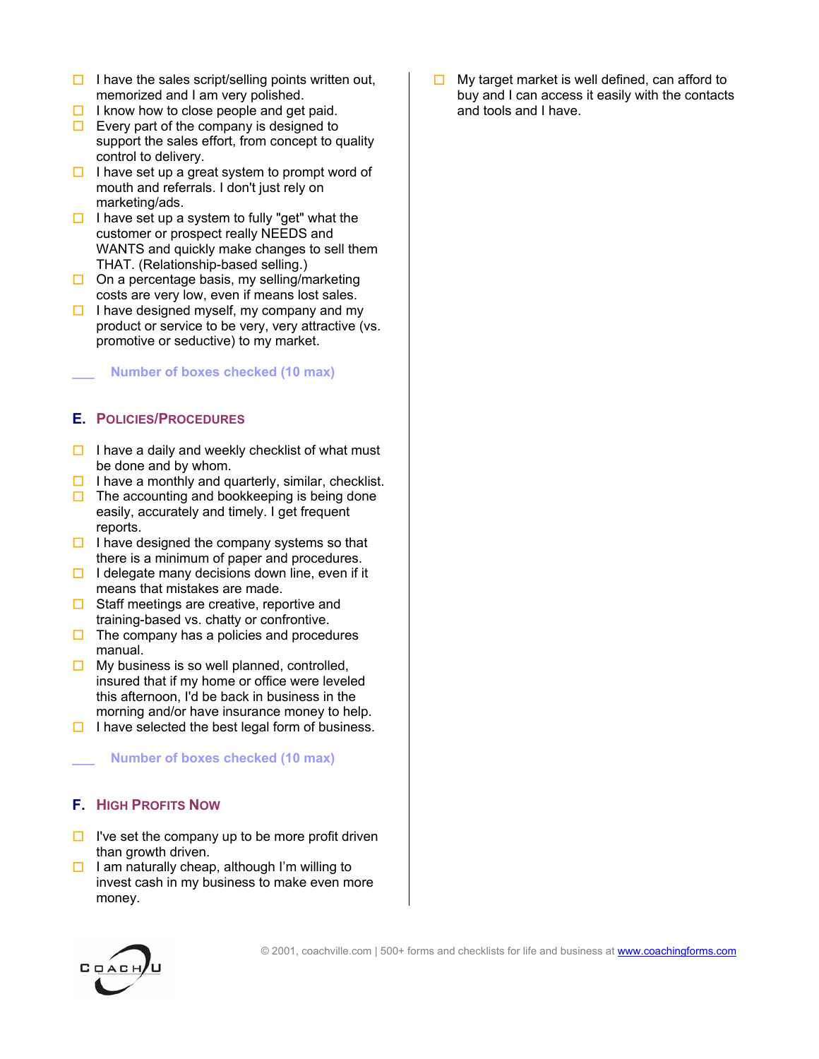- ☐ I have the sales script/selling points written out, memorized and I am very polished.
- ☐ I know how to close people and get paid.
- ☐ Every part of the company is designed to support the sales effort, from concept to quality control to delivery.
- ☐ I have set up a great system to prompt word of mouth and referrals. I don't just rely on marketing/ads.
- ☐ I have set up a system to fully "get" what the customer or prospect really NEEDS and WANTS and quickly make changes to sell them THAT. (Relationship-based selling.)
- ☐ On a percentage basis, my selling/marketing costs are very low, even if means lost sales.
- ☐ I have designed myself, my company and my product or service to be very, very attractive (vs. promotive or seductive) to my market.

___ **Number of boxes checked (10 max)**

## E. Policies/Procedures

- ☐ I have a daily and weekly checklist of what must be done and by whom.
- ☐ I have a monthly and quarterly, similar, checklist.
- ☐ The accounting and bookkeeping is being done easily, accurately and timely. I get frequent reports.
- ☐ I have designed the company systems so that there is a minimum of paper and procedures.
- ☐ I delegate many decisions down line, even if it means that mistakes are made.
- ☐ Staff meetings are creative, reportive and training-based vs. chatty or confrontive.
- ☐ The company has a policies and procedures manual.
- ☐ My business is so well planned, controlled, insured that if my home or office were leveled this afternoon, I'd be back in business in the morning and/or have insurance money to help.
- ☐ I have selected the best legal form of business.

___ **Number of boxes checked (10 max)**

## F. High Profits Now

- ☐ I've set the company up to be more profit driven than growth driven.
- ☐ I am naturally cheap, although I'm willing to invest cash in my business to make even more money.
- ☐ My target market is well defined, can afford to buy and I can access it easily with the contacts and tools and I have.

© 2001, coachville.com | 500+ forms and checklists for life and business at www.coachingforms.com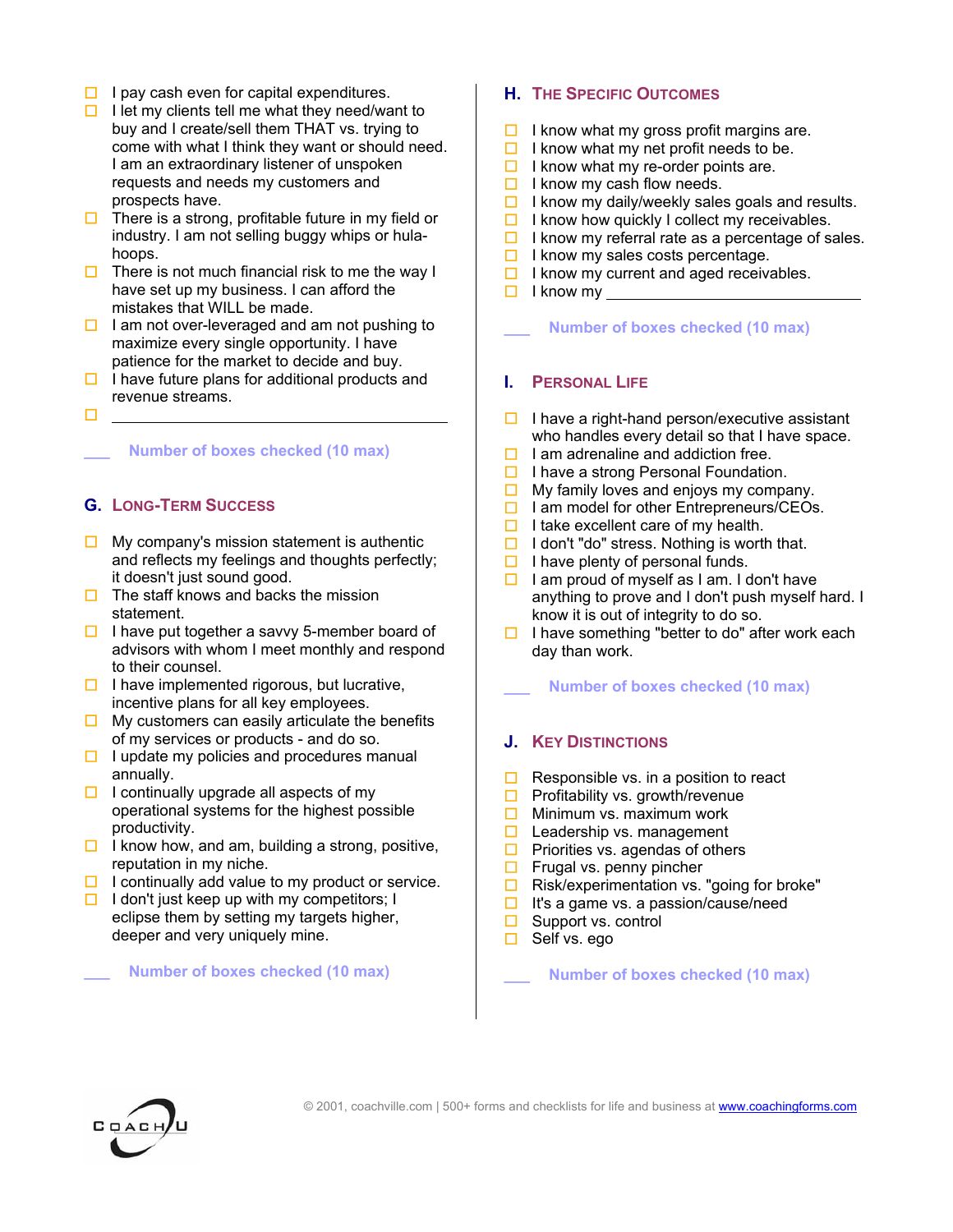- ☐ I pay cash even for capital expenditures.
- ☐ I let my clients tell me what they need/want to buy and I create/sell them THAT vs. trying to come with what I think they want or should need. I am an extraordinary listener of unspoken requests and needs my customers and prospects have.
- ☐ There is a strong, profitable future in my field or industry. I am not selling buggy whips or hula-hoops.
- ☐ There is not much financial risk to me the way I have set up my business. I can afford the mistakes that WILL be made.
- ☐ I am not over-leveraged and am not pushing to maximize every single opportunity. I have patience for the market to decide and buy.
- ☐ I have future plans for additional products and revenue streams.
- ☐ ______________________________

___ Number of boxes checked (10 max)

## G. Long-Term Success

- ☐ My company's mission statement is authentic and reflects my feelings and thoughts perfectly; it doesn't just sound good.
- ☐ The staff knows and backs the mission statement.
- ☐ I have put together a savvy 5-member board of advisors with whom I meet monthly and respond to their counsel.
- ☐ I have implemented rigorous, but lucrative, incentive plans for all key employees.
- ☐ My customers can easily articulate the benefits of my services or products - and do so.
- ☐ I update my policies and procedures manual annually.
- ☐ I continually upgrade all aspects of my operational systems for the highest possible productivity.
- ☐ I know how, and am, building a strong, positive, reputation in my niche.
- ☐ I continually add value to my product or service.
- ☐ I don't just keep up with my competitors; I eclipse them by setting my targets higher, deeper and very uniquely mine.

___ Number of boxes checked (10 max)

## H. The Specific Outcomes

- ☐ I know what my gross profit margins are.
- ☐ I know what my net profit needs to be.
- ☐ I know what my re-order points are.
- ☐ I know my cash flow needs.
- ☐ I know my daily/weekly sales goals and results.
- ☐ I know how quickly I collect my receivables.
- ☐ I know my referral rate as a percentage of sales.
- ☐ I know my sales costs percentage.
- ☐ I know my current and aged receivables.
- ☐ I know my ______________________________

___ Number of boxes checked (10 max)

## I. Personal Life

- ☐ I have a right-hand person/executive assistant who handles every detail so that I have space.
- ☐ I am adrenaline and addiction free.
- ☐ I have a strong Personal Foundation.
- ☐ My family loves and enjoys my company.
- ☐ I am model for other Entrepreneurs/CEOs.
- ☐ I take excellent care of my health.
- ☐ I don't "do" stress. Nothing is worth that.
- ☐ I have plenty of personal funds.
- ☐ I am proud of myself as I am. I don't have anything to prove and I don't push myself hard. I know it is out of integrity to do so.
- ☐ I have something "better to do" after work each day than work.

___ Number of boxes checked (10 max)

## J. Key Distinctions

- ☐ Responsible vs. in a position to react
- ☐ Profitability vs. growth/revenue
- ☐ Minimum vs. maximum work
- ☐ Leadership vs. management
- ☐ Priorities vs. agendas of others
- ☐ Frugal vs. penny pincher
- ☐ Risk/experimentation vs. "going for broke"
- ☐ It's a game vs. a passion/cause/need
- ☐ Support vs. control
- ☐ Self vs. ego

___ Number of boxes checked (10 max)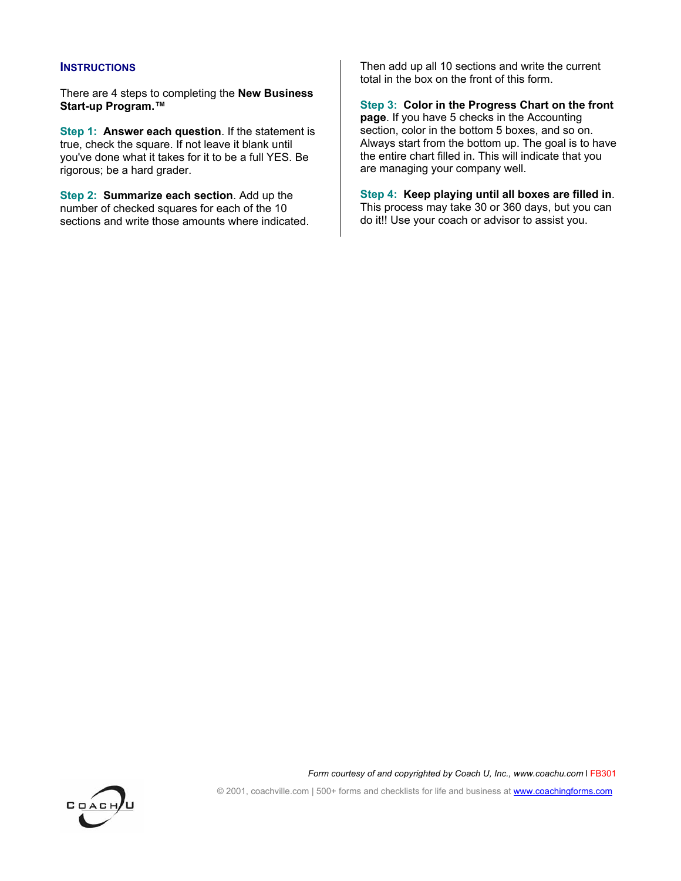## INSTRUCTIONS

There are 4 steps to completing the **New Business Start-up Program.™**

**Step 1: Answer each question**. If the statement is true, check the square. If not leave it blank until you've done what it takes for it to be a full YES. Be rigorous; be a hard grader.

**Step 2: Summarize each section**. Add up the number of checked squares for each of the 10 sections and write those amounts where indicated. Then add up all 10 sections and write the current total in the box on the front of this form.

**Step 3: Color in the Progress Chart on the front page**. If you have 5 checks in the Accounting section, color in the bottom 5 boxes, and so on. Always start from the bottom up. The goal is to have the entire chart filled in. This will indicate that you are managing your company well.

**Step 4: Keep playing until all boxes are filled in**. This process may take 30 or 360 days, but you can do it!! Use your coach or advisor to assist you.

*Form courtesy of and copyrighted by Coach U, Inc., www.coachu.com* I FB301

© 2001, coachville.com | 500+ forms and checklists for life and business at www.coachingforms.com